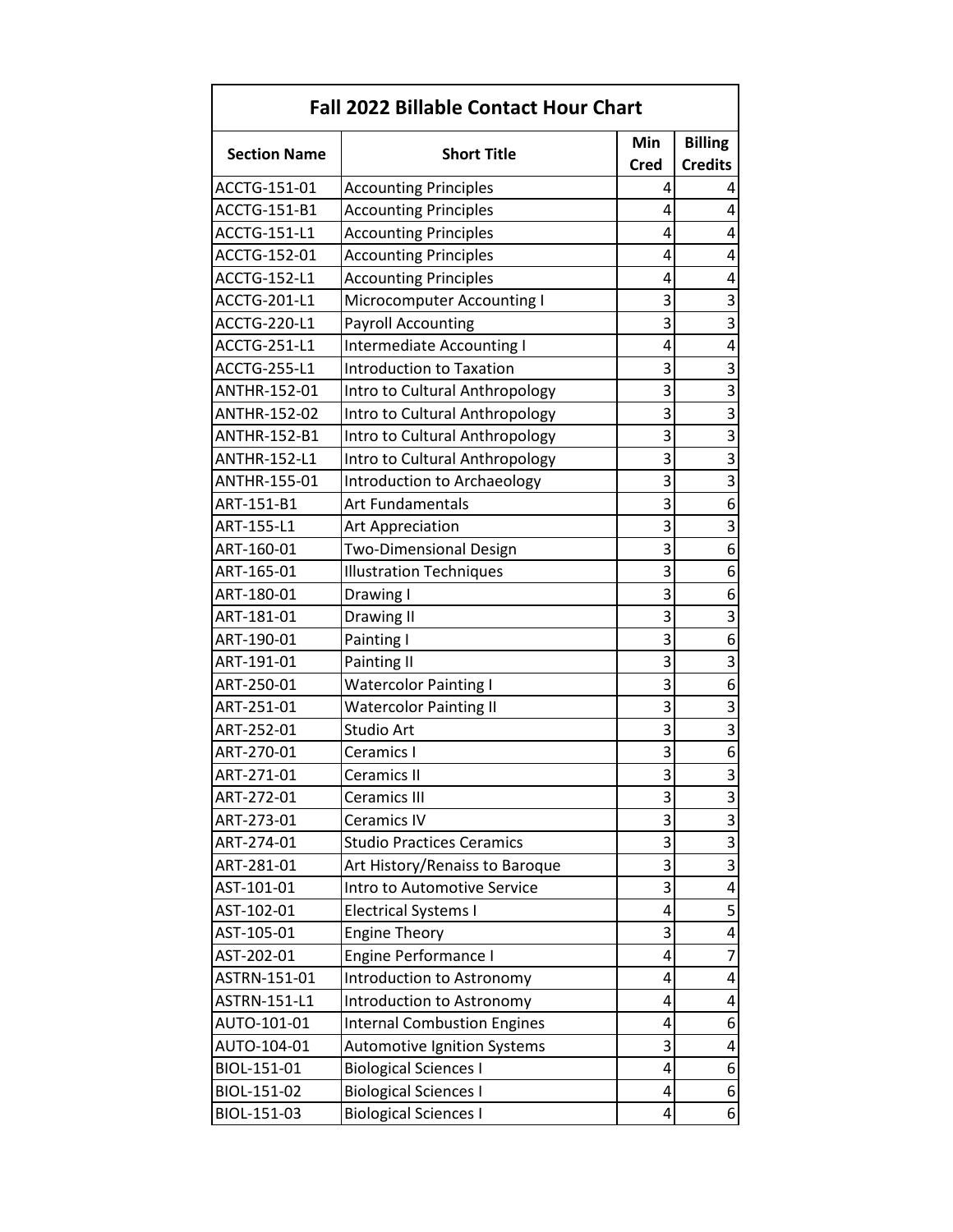# Fall 2022 Billable Contact Hour Chart

| Section Name | Short Title | Min Cred | Billing Credits |
|---|---|---|---|
| ACCTG-151-01 | Accounting Principles | 4 | 4 |
| ACCTG-151-B1 | Accounting Principles | 4 | 4 |
| ACCTG-151-L1 | Accounting Principles | 4 | 4 |
| ACCTG-152-01 | Accounting Principles | 4 | 4 |
| ACCTG-152-L1 | Accounting Principles | 4 | 4 |
| ACCTG-201-L1 | Microcomputer Accounting I | 3 | 3 |
| ACCTG-220-L1 | Payroll Accounting | 3 | 3 |
| ACCTG-251-L1 | Intermediate Accounting I | 4 | 4 |
| ACCTG-255-L1 | Introduction to Taxation | 3 | 3 |
| ANTHR-152-01 | Intro to Cultural Anthropology | 3 | 3 |
| ANTHR-152-02 | Intro to Cultural Anthropology | 3 | 3 |
| ANTHR-152-B1 | Intro to Cultural Anthropology | 3 | 3 |
| ANTHR-152-L1 | Intro to Cultural Anthropology | 3 | 3 |
| ANTHR-155-01 | Introduction to Archaeology | 3 | 3 |
| ART-151-B1 | Art Fundamentals | 3 | 6 |
| ART-155-L1 | Art Appreciation | 3 | 3 |
| ART-160-01 | Two-Dimensional Design | 3 | 6 |
| ART-165-01 | Illustration Techniques | 3 | 6 |
| ART-180-01 | Drawing I | 3 | 6 |
| ART-181-01 | Drawing II | 3 | 3 |
| ART-190-01 | Painting I | 3 | 6 |
| ART-191-01 | Painting II | 3 | 3 |
| ART-250-01 | Watercolor Painting I | 3 | 6 |
| ART-251-01 | Watercolor Painting II | 3 | 3 |
| ART-252-01 | Studio Art | 3 | 3 |
| ART-270-01 | Ceramics I | 3 | 6 |
| ART-271-01 | Ceramics II | 3 | 3 |
| ART-272-01 | Ceramics III | 3 | 3 |
| ART-273-01 | Ceramics IV | 3 | 3 |
| ART-274-01 | Studio Practices Ceramics | 3 | 3 |
| ART-281-01 | Art History/Renaiss to Baroque | 3 | 3 |
| AST-101-01 | Intro to Automotive Service | 3 | 4 |
| AST-102-01 | Electrical Systems I | 4 | 5 |
| AST-105-01 | Engine Theory | 3 | 4 |
| AST-202-01 | Engine Performance I | 4 | 7 |
| ASTRN-151-01 | Introduction to Astronomy | 4 | 4 |
| ASTRN-151-L1 | Introduction to Astronomy | 4 | 4 |
| AUTO-101-01 | Internal Combustion Engines | 4 | 6 |
| AUTO-104-01 | Automotive Ignition Systems | 3 | 4 |
| BIOL-151-01 | Biological Sciences I | 4 | 6 |
| BIOL-151-02 | Biological Sciences I | 4 | 6 |
| BIOL-151-03 | Biological Sciences I | 4 | 6 |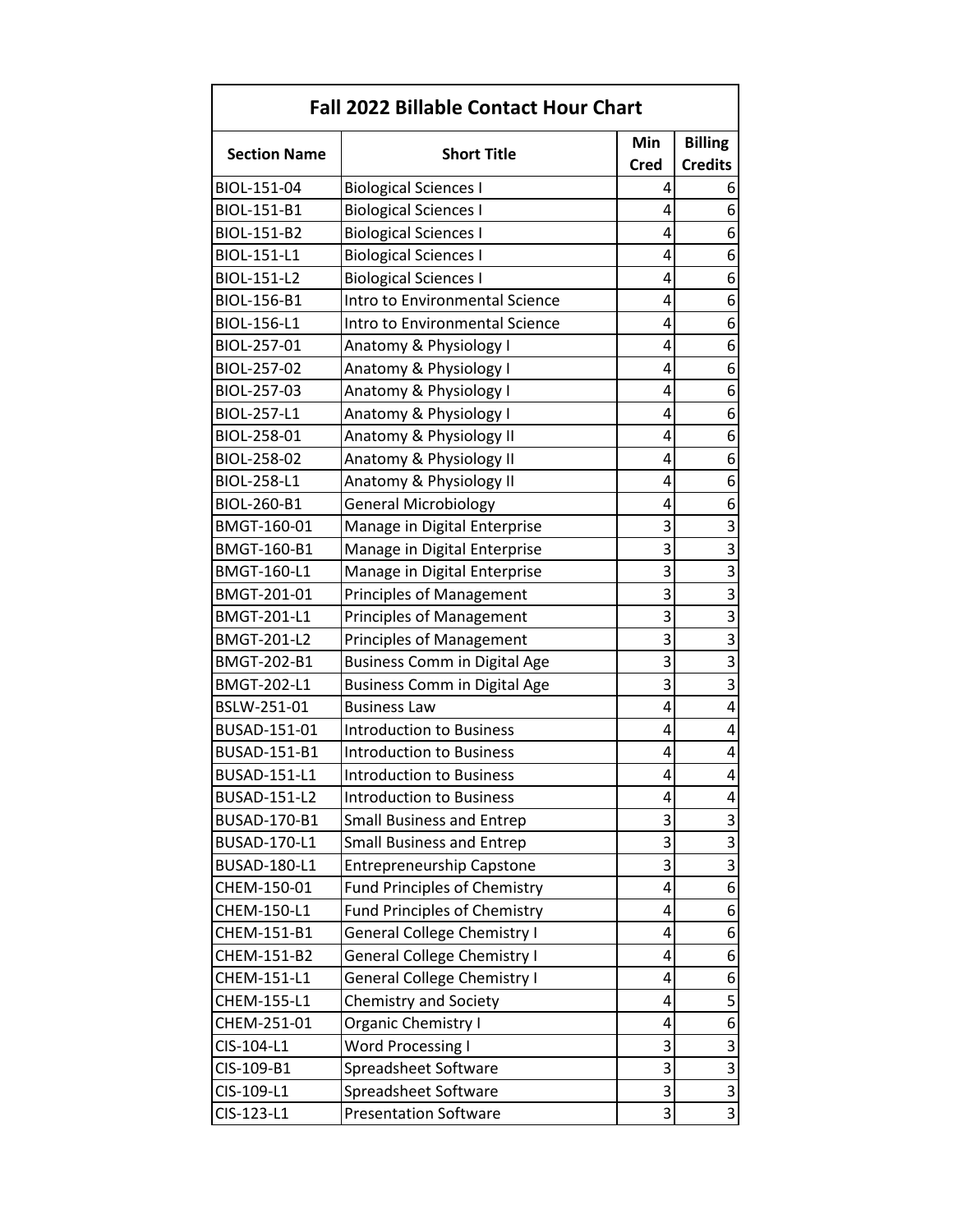| Fall 2022 Billable Contact Hour Chart | | | |
|---|---|---|---|
| Section Name | Short Title | Min Cred | Billing Credits |
| BIOL-151-04 | Biological Sciences I | 4 | 6 |
| BIOL-151-B1 | Biological Sciences I | 4 | 6 |
| BIOL-151-B2 | Biological Sciences I | 4 | 6 |
| BIOL-151-L1 | Biological Sciences I | 4 | 6 |
| BIOL-151-L2 | Biological Sciences I | 4 | 6 |
| BIOL-156-B1 | Intro to Environmental Science | 4 | 6 |
| BIOL-156-L1 | Intro to Environmental Science | 4 | 6 |
| BIOL-257-01 | Anatomy & Physiology I | 4 | 6 |
| BIOL-257-02 | Anatomy & Physiology I | 4 | 6 |
| BIOL-257-03 | Anatomy & Physiology I | 4 | 6 |
| BIOL-257-L1 | Anatomy & Physiology I | 4 | 6 |
| BIOL-258-01 | Anatomy & Physiology II | 4 | 6 |
| BIOL-258-02 | Anatomy & Physiology II | 4 | 6 |
| BIOL-258-L1 | Anatomy & Physiology II | 4 | 6 |
| BIOL-260-B1 | General Microbiology | 4 | 6 |
| BMGT-160-01 | Manage in Digital Enterprise | 3 | 3 |
| BMGT-160-B1 | Manage in Digital Enterprise | 3 | 3 |
| BMGT-160-L1 | Manage in Digital Enterprise | 3 | 3 |
| BMGT-201-01 | Principles of Management | 3 | 3 |
| BMGT-201-L1 | Principles of Management | 3 | 3 |
| BMGT-201-L2 | Principles of Management | 3 | 3 |
| BMGT-202-B1 | Business Comm in Digital Age | 3 | 3 |
| BMGT-202-L1 | Business Comm in Digital Age | 3 | 3 |
| BSLW-251-01 | Business Law | 4 | 4 |
| BUSAD-151-01 | Introduction to Business | 4 | 4 |
| BUSAD-151-B1 | Introduction to Business | 4 | 4 |
| BUSAD-151-L1 | Introduction to Business | 4 | 4 |
| BUSAD-151-L2 | Introduction to Business | 4 | 4 |
| BUSAD-170-B1 | Small Business and Entrep | 3 | 3 |
| BUSAD-170-L1 | Small Business and Entrep | 3 | 3 |
| BUSAD-180-L1 | Entrepreneurship Capstone | 3 | 3 |
| CHEM-150-01 | Fund Principles of Chemistry | 4 | 6 |
| CHEM-150-L1 | Fund Principles of Chemistry | 4 | 6 |
| CHEM-151-B1 | General College Chemistry I | 4 | 6 |
| CHEM-151-B2 | General College Chemistry I | 4 | 6 |
| CHEM-151-L1 | General College Chemistry I | 4 | 6 |
| CHEM-155-L1 | Chemistry and Society | 4 | 5 |
| CHEM-251-01 | Organic Chemistry I | 4 | 6 |
| CIS-104-L1 | Word Processing I | 3 | 3 |
| CIS-109-B1 | Spreadsheet Software | 3 | 3 |
| CIS-109-L1 | Spreadsheet Software | 3 | 3 |
| CIS-123-L1 | Presentation Software | 3 | 3 |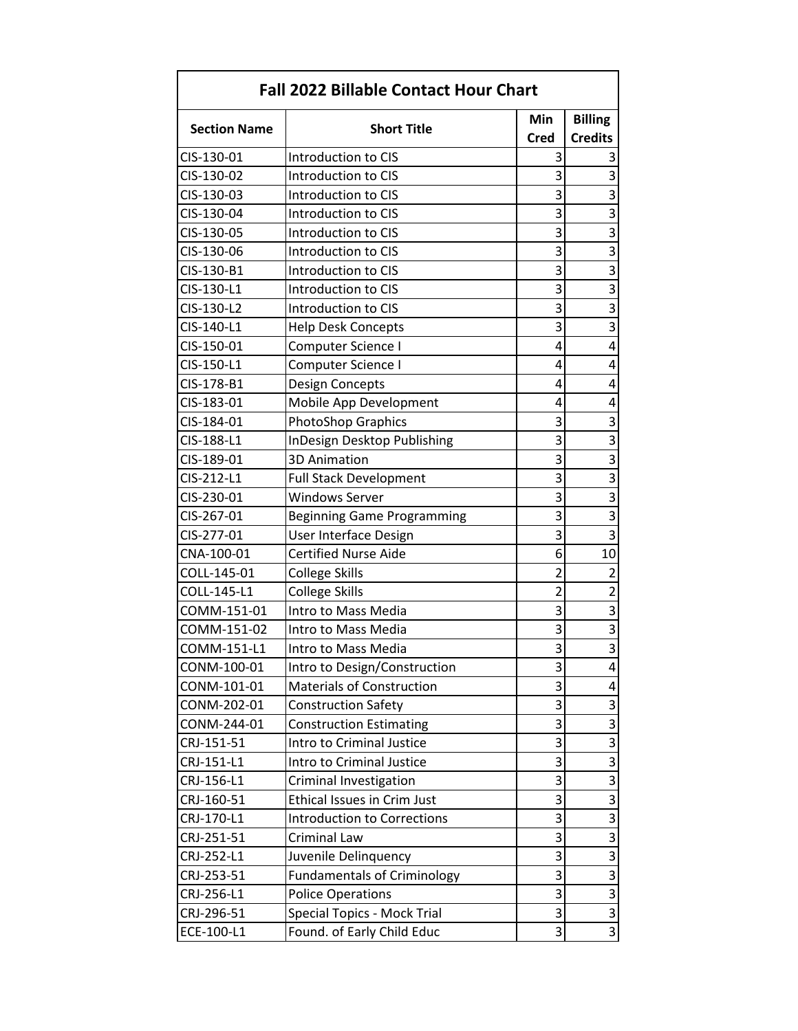| Fall 2022 Billable Contact Hour Chart | | | |
|---|---|---|---|
| **Section Name** | **Short Title** | **Min Cred** | **Billing Credits** |
| CIS-130-01 | Introduction to CIS | 3 | 3 |
| CIS-130-02 | Introduction to CIS | 3 | 3 |
| CIS-130-03 | Introduction to CIS | 3 | 3 |
| CIS-130-04 | Introduction to CIS | 3 | 3 |
| CIS-130-05 | Introduction to CIS | 3 | 3 |
| CIS-130-06 | Introduction to CIS | 3 | 3 |
| CIS-130-B1 | Introduction to CIS | 3 | 3 |
| CIS-130-L1 | Introduction to CIS | 3 | 3 |
| CIS-130-L2 | Introduction to CIS | 3 | 3 |
| CIS-140-L1 | Help Desk Concepts | 3 | 3 |
| CIS-150-01 | Computer Science I | 4 | 4 |
| CIS-150-L1 | Computer Science I | 4 | 4 |
| CIS-178-B1 | Design Concepts | 4 | 4 |
| CIS-183-01 | Mobile App Development | 4 | 4 |
| CIS-184-01 | PhotoShop Graphics | 3 | 3 |
| CIS-188-L1 | InDesign Desktop Publishing | 3 | 3 |
| CIS-189-01 | 3D Animation | 3 | 3 |
| CIS-212-L1 | Full Stack Development | 3 | 3 |
| CIS-230-01 | Windows Server | 3 | 3 |
| CIS-267-01 | Beginning Game Programming | 3 | 3 |
| CIS-277-01 | User Interface Design | 3 | 3 |
| CNA-100-01 | Certified Nurse Aide | 6 | 10 |
| COLL-145-01 | College Skills | 2 | 2 |
| COLL-145-L1 | College Skills | 2 | 2 |
| COMM-151-01 | Intro to Mass Media | 3 | 3 |
| COMM-151-02 | Intro to Mass Media | 3 | 3 |
| COMM-151-L1 | Intro to Mass Media | 3 | 3 |
| CONM-100-01 | Intro to Design/Construction | 3 | 4 |
| CONM-101-01 | Materials of Construction | 3 | 4 |
| CONM-202-01 | Construction Safety | 3 | 3 |
| CONM-244-01 | Construction Estimating | 3 | 3 |
| CRJ-151-51 | Intro to Criminal Justice | 3 | 3 |
| CRJ-151-L1 | Intro to Criminal Justice | 3 | 3 |
| CRJ-156-L1 | Criminal Investigation | 3 | 3 |
| CRJ-160-51 | Ethical Issues in Crim Just | 3 | 3 |
| CRJ-170-L1 | Introduction to Corrections | 3 | 3 |
| CRJ-251-51 | Criminal Law | 3 | 3 |
| CRJ-252-L1 | Juvenile Delinquency | 3 | 3 |
| CRJ-253-51 | Fundamentals of Criminology | 3 | 3 |
| CRJ-256-L1 | Police Operations | 3 | 3 |
| CRJ-296-51 | Special Topics - Mock Trial | 3 | 3 |
| ECE-100-L1 | Found. of Early Child Educ | 3 | 3 |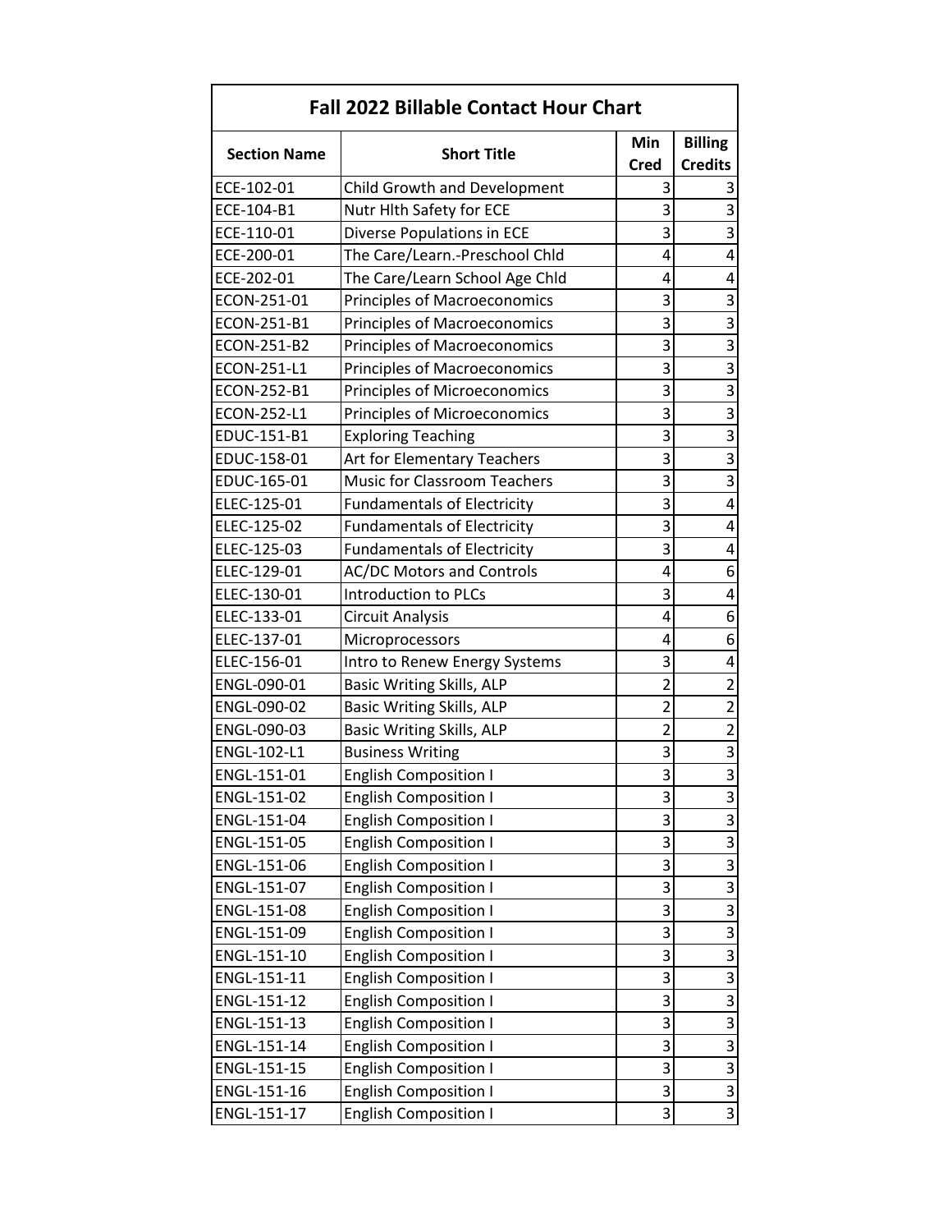| Fall 2022 Billable Contact Hour Chart | | | |
|---|---|---|---|
| **Section Name** | **Short Title** | **Min Cred** | **Billing Credits** |
| ECE-102-01 | Child Growth and Development | 3 | 3 |
| ECE-104-B1 | Nutr Hlth Safety for ECE | 3 | 3 |
| ECE-110-01 | Diverse Populations in ECE | 3 | 3 |
| ECE-200-01 | The Care/Learn.-Preschool Chld | 4 | 4 |
| ECE-202-01 | The Care/Learn School Age Chld | 4 | 4 |
| ECON-251-01 | Principles of Macroeconomics | 3 | 3 |
| ECON-251-B1 | Principles of Macroeconomics | 3 | 3 |
| ECON-251-B2 | Principles of Macroeconomics | 3 | 3 |
| ECON-251-L1 | Principles of Macroeconomics | 3 | 3 |
| ECON-252-B1 | Principles of Microeconomics | 3 | 3 |
| ECON-252-L1 | Principles of Microeconomics | 3 | 3 |
| EDUC-151-B1 | Exploring Teaching | 3 | 3 |
| EDUC-158-01 | Art for Elementary Teachers | 3 | 3 |
| EDUC-165-01 | Music for Classroom Teachers | 3 | 3 |
| ELEC-125-01 | Fundamentals of Electricity | 3 | 4 |
| ELEC-125-02 | Fundamentals of Electricity | 3 | 4 |
| ELEC-125-03 | Fundamentals of Electricity | 3 | 4 |
| ELEC-129-01 | AC/DC Motors and Controls | 4 | 6 |
| ELEC-130-01 | Introduction to PLCs | 3 | 4 |
| ELEC-133-01 | Circuit Analysis | 4 | 6 |
| ELEC-137-01 | Microprocessors | 4 | 6 |
| ELEC-156-01 | Intro to Renew Energy Systems | 3 | 4 |
| ENGL-090-01 | Basic Writing Skills, ALP | 2 | 2 |
| ENGL-090-02 | Basic Writing Skills, ALP | 2 | 2 |
| ENGL-090-03 | Basic Writing Skills, ALP | 2 | 2 |
| ENGL-102-L1 | Business Writing | 3 | 3 |
| ENGL-151-01 | English Composition I | 3 | 3 |
| ENGL-151-02 | English Composition I | 3 | 3 |
| ENGL-151-04 | English Composition I | 3 | 3 |
| ENGL-151-05 | English Composition I | 3 | 3 |
| ENGL-151-06 | English Composition I | 3 | 3 |
| ENGL-151-07 | English Composition I | 3 | 3 |
| ENGL-151-08 | English Composition I | 3 | 3 |
| ENGL-151-09 | English Composition I | 3 | 3 |
| ENGL-151-10 | English Composition I | 3 | 3 |
| ENGL-151-11 | English Composition I | 3 | 3 |
| ENGL-151-12 | English Composition I | 3 | 3 |
| ENGL-151-13 | English Composition I | 3 | 3 |
| ENGL-151-14 | English Composition I | 3 | 3 |
| ENGL-151-15 | English Composition I | 3 | 3 |
| ENGL-151-16 | English Composition I | 3 | 3 |
| ENGL-151-17 | English Composition I | 3 | 3 |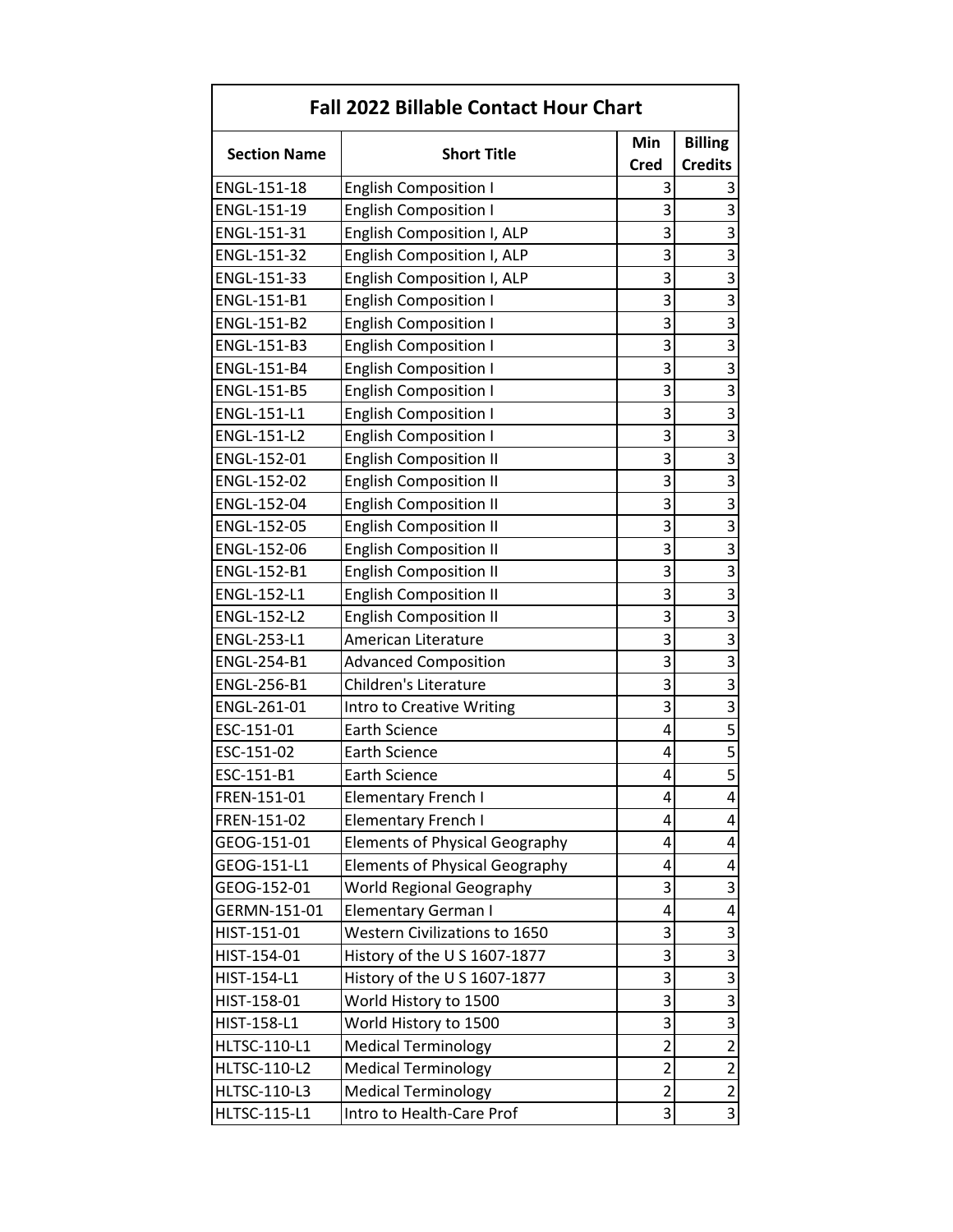| Fall 2022 Billable Contact Hour Chart | | | |
|---|---|---|---|
| **Section Name** | **Short Title** | **Min Cred** | **Billing Credits** |
| ENGL-151-18 | English Composition I | 3 | 3 |
| ENGL-151-19 | English Composition I | 3 | 3 |
| ENGL-151-31 | English Composition I, ALP | 3 | 3 |
| ENGL-151-32 | English Composition I, ALP | 3 | 3 |
| ENGL-151-33 | English Composition I, ALP | 3 | 3 |
| ENGL-151-B1 | English Composition I | 3 | 3 |
| ENGL-151-B2 | English Composition I | 3 | 3 |
| ENGL-151-B3 | English Composition I | 3 | 3 |
| ENGL-151-B4 | English Composition I | 3 | 3 |
| ENGL-151-B5 | English Composition I | 3 | 3 |
| ENGL-151-L1 | English Composition I | 3 | 3 |
| ENGL-151-L2 | English Composition I | 3 | 3 |
| ENGL-152-01 | English Composition II | 3 | 3 |
| ENGL-152-02 | English Composition II | 3 | 3 |
| ENGL-152-04 | English Composition II | 3 | 3 |
| ENGL-152-05 | English Composition II | 3 | 3 |
| ENGL-152-06 | English Composition II | 3 | 3 |
| ENGL-152-B1 | English Composition II | 3 | 3 |
| ENGL-152-L1 | English Composition II | 3 | 3 |
| ENGL-152-L2 | English Composition II | 3 | 3 |
| ENGL-253-L1 | American Literature | 3 | 3 |
| ENGL-254-B1 | Advanced Composition | 3 | 3 |
| ENGL-256-B1 | Children's Literature | 3 | 3 |
| ENGL-261-01 | Intro to Creative Writing | 3 | 3 |
| ESC-151-01 | Earth Science | 4 | 5 |
| ESC-151-02 | Earth Science | 4 | 5 |
| ESC-151-B1 | Earth Science | 4 | 5 |
| FREN-151-01 | Elementary French I | 4 | 4 |
| FREN-151-02 | Elementary French I | 4 | 4 |
| GEOG-151-01 | Elements of Physical Geography | 4 | 4 |
| GEOG-151-L1 | Elements of Physical Geography | 4 | 4 |
| GEOG-152-01 | World Regional Geography | 3 | 3 |
| GERMN-151-01 | Elementary German I | 4 | 4 |
| HIST-151-01 | Western Civilizations to 1650 | 3 | 3 |
| HIST-154-01 | History of the U S 1607-1877 | 3 | 3 |
| HIST-154-L1 | History of the U S 1607-1877 | 3 | 3 |
| HIST-158-01 | World History to 1500 | 3 | 3 |
| HIST-158-L1 | World History to 1500 | 3 | 3 |
| HLTSC-110-L1 | Medical Terminology | 2 | 2 |
| HLTSC-110-L2 | Medical Terminology | 2 | 2 |
| HLTSC-110-L3 | Medical Terminology | 2 | 2 |
| HLTSC-115-L1 | Intro to Health-Care Prof | 3 | 3 |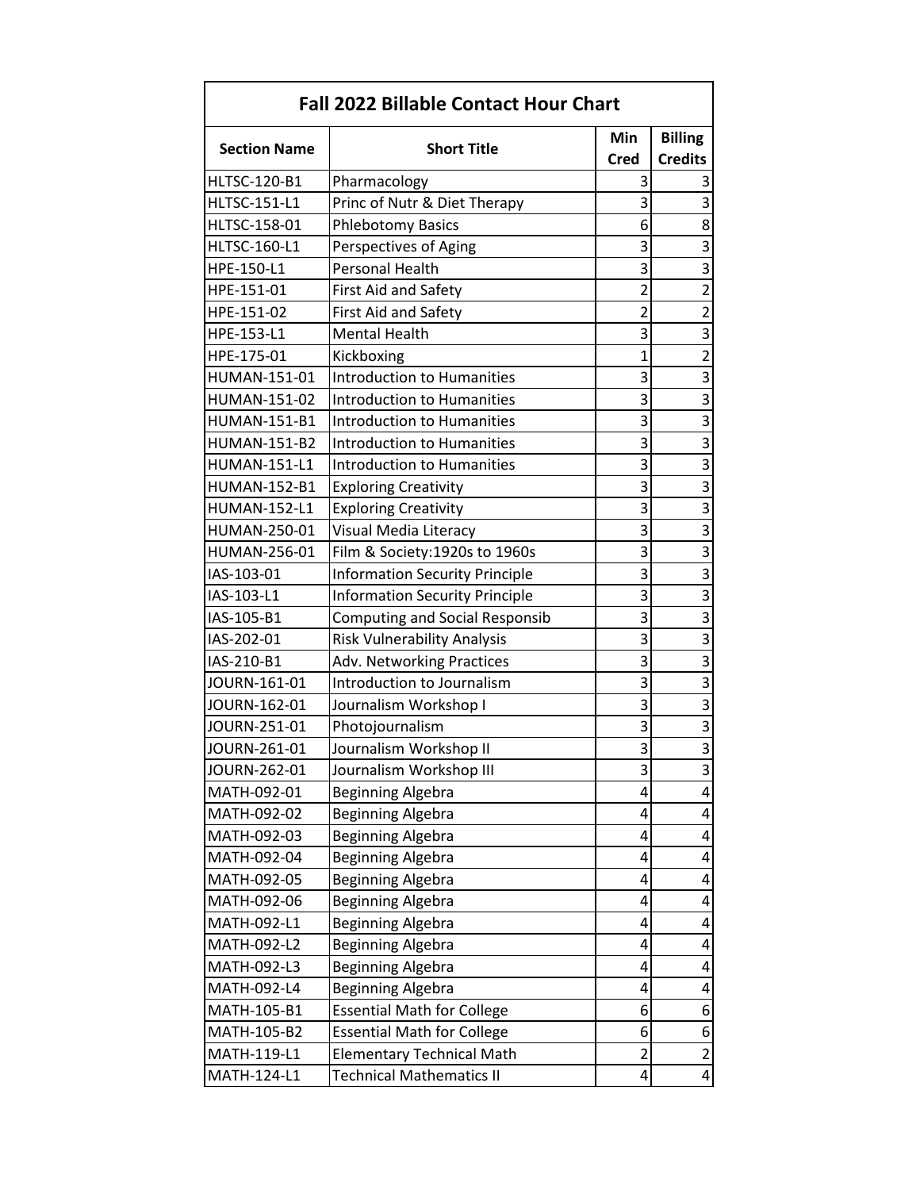| Fall 2022 Billable Contact Hour Chart | | | |
|---|---|---|---|
| **Section Name** | **Short Title** | **Min Cred** | **Billing Credits** |
| HLTSC-120-B1 | Pharmacology | 3 | 3 |
| HLTSC-151-L1 | Princ of Nutr & Diet Therapy | 3 | 3 |
| HLTSC-158-01 | Phlebotomy Basics | 6 | 8 |
| HLTSC-160-L1 | Perspectives of Aging | 3 | 3 |
| HPE-150-L1 | Personal Health | 3 | 3 |
| HPE-151-01 | First Aid and Safety | 2 | 2 |
| HPE-151-02 | First Aid and Safety | 2 | 2 |
| HPE-153-L1 | Mental Health | 3 | 3 |
| HPE-175-01 | Kickboxing | 1 | 2 |
| HUMAN-151-01 | Introduction to Humanities | 3 | 3 |
| HUMAN-151-02 | Introduction to Humanities | 3 | 3 |
| HUMAN-151-B1 | Introduction to Humanities | 3 | 3 |
| HUMAN-151-B2 | Introduction to Humanities | 3 | 3 |
| HUMAN-151-L1 | Introduction to Humanities | 3 | 3 |
| HUMAN-152-B1 | Exploring Creativity | 3 | 3 |
| HUMAN-152-L1 | Exploring Creativity | 3 | 3 |
| HUMAN-250-01 | Visual Media Literacy | 3 | 3 |
| HUMAN-256-01 | Film & Society:1920s to 1960s | 3 | 3 |
| IAS-103-01 | Information Security Principle | 3 | 3 |
| IAS-103-L1 | Information Security Principle | 3 | 3 |
| IAS-105-B1 | Computing and Social Responsib | 3 | 3 |
| IAS-202-01 | Risk Vulnerability Analysis | 3 | 3 |
| IAS-210-B1 | Adv. Networking Practices | 3 | 3 |
| JOURN-161-01 | Introduction to Journalism | 3 | 3 |
| JOURN-162-01 | Journalism Workshop I | 3 | 3 |
| JOURN-251-01 | Photojournalism | 3 | 3 |
| JOURN-261-01 | Journalism Workshop II | 3 | 3 |
| JOURN-262-01 | Journalism Workshop III | 3 | 3 |
| MATH-092-01 | Beginning Algebra | 4 | 4 |
| MATH-092-02 | Beginning Algebra | 4 | 4 |
| MATH-092-03 | Beginning Algebra | 4 | 4 |
| MATH-092-04 | Beginning Algebra | 4 | 4 |
| MATH-092-05 | Beginning Algebra | 4 | 4 |
| MATH-092-06 | Beginning Algebra | 4 | 4 |
| MATH-092-L1 | Beginning Algebra | 4 | 4 |
| MATH-092-L2 | Beginning Algebra | 4 | 4 |
| MATH-092-L3 | Beginning Algebra | 4 | 4 |
| MATH-092-L4 | Beginning Algebra | 4 | 4 |
| MATH-105-B1 | Essential Math for College | 6 | 6 |
| MATH-105-B2 | Essential Math for College | 6 | 6 |
| MATH-119-L1 | Elementary Technical Math | 2 | 2 |
| MATH-124-L1 | Technical Mathematics II | 4 | 4 |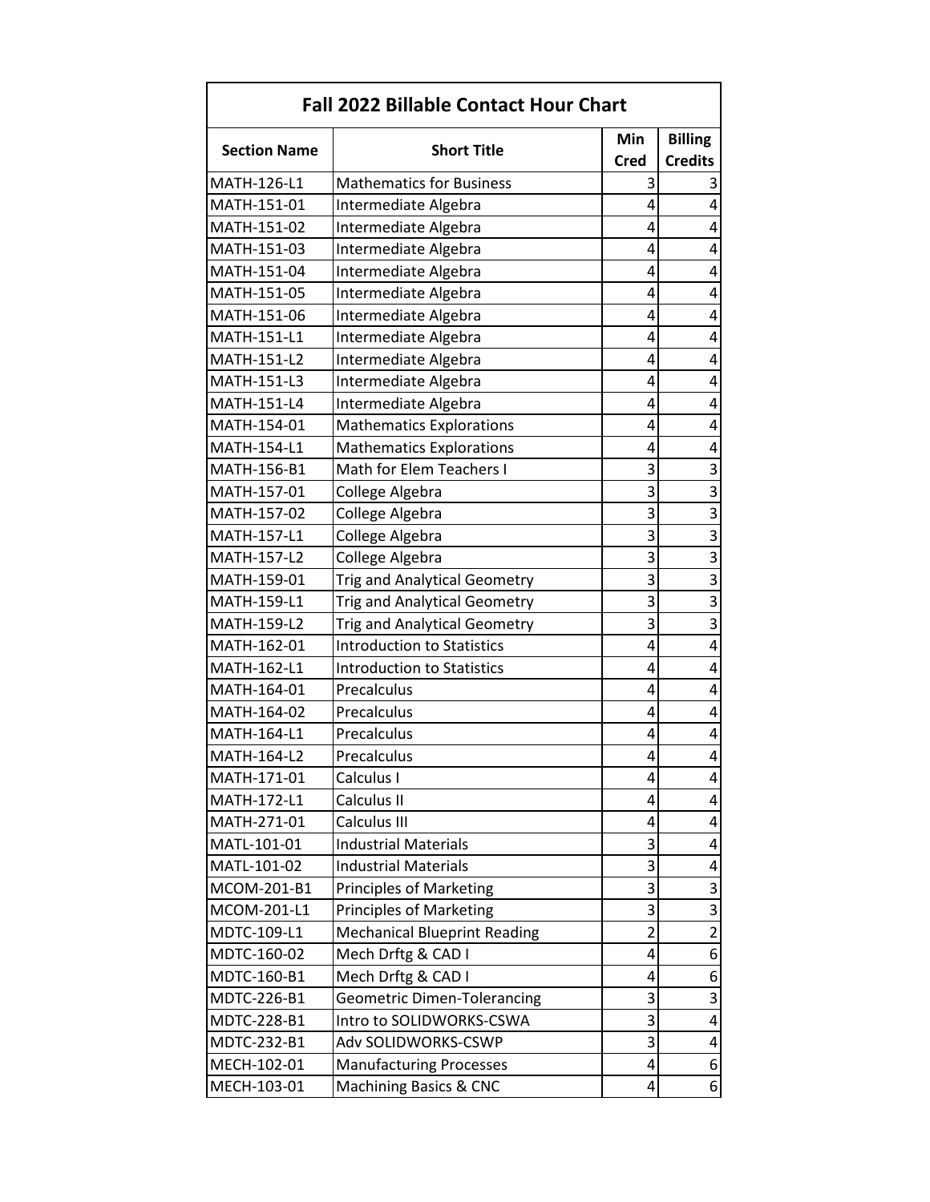# Fall 2022 Billable Contact Hour Chart

| Section Name | Short Title | Min Cred | Billing Credits |
|---|---|---|---|
| MATH-126-L1 | Mathematics for Business | 3 | 3 |
| MATH-151-01 | Intermediate Algebra | 4 | 4 |
| MATH-151-02 | Intermediate Algebra | 4 | 4 |
| MATH-151-03 | Intermediate Algebra | 4 | 4 |
| MATH-151-04 | Intermediate Algebra | 4 | 4 |
| MATH-151-05 | Intermediate Algebra | 4 | 4 |
| MATH-151-06 | Intermediate Algebra | 4 | 4 |
| MATH-151-L1 | Intermediate Algebra | 4 | 4 |
| MATH-151-L2 | Intermediate Algebra | 4 | 4 |
| MATH-151-L3 | Intermediate Algebra | 4 | 4 |
| MATH-151-L4 | Intermediate Algebra | 4 | 4 |
| MATH-154-01 | Mathematics Explorations | 4 | 4 |
| MATH-154-L1 | Mathematics Explorations | 4 | 4 |
| MATH-156-B1 | Math for Elem Teachers I | 3 | 3 |
| MATH-157-01 | College Algebra | 3 | 3 |
| MATH-157-02 | College Algebra | 3 | 3 |
| MATH-157-L1 | College Algebra | 3 | 3 |
| MATH-157-L2 | College Algebra | 3 | 3 |
| MATH-159-01 | Trig and Analytical Geometry | 3 | 3 |
| MATH-159-L1 | Trig and Analytical Geometry | 3 | 3 |
| MATH-159-L2 | Trig and Analytical Geometry | 3 | 3 |
| MATH-162-01 | Introduction to Statistics | 4 | 4 |
| MATH-162-L1 | Introduction to Statistics | 4 | 4 |
| MATH-164-01 | Precalculus | 4 | 4 |
| MATH-164-02 | Precalculus | 4 | 4 |
| MATH-164-L1 | Precalculus | 4 | 4 |
| MATH-164-L2 | Precalculus | 4 | 4 |
| MATH-171-01 | Calculus I | 4 | 4 |
| MATH-172-L1 | Calculus II | 4 | 4 |
| MATH-271-01 | Calculus III | 4 | 4 |
| MATL-101-01 | Industrial Materials | 3 | 4 |
| MATL-101-02 | Industrial Materials | 3 | 4 |
| MCOM-201-B1 | Principles of Marketing | 3 | 3 |
| MCOM-201-L1 | Principles of Marketing | 3 | 3 |
| MDTC-109-L1 | Mechanical Blueprint Reading | 2 | 2 |
| MDTC-160-02 | Mech Drftg & CAD I | 4 | 6 |
| MDTC-160-B1 | Mech Drftg & CAD I | 4 | 6 |
| MDTC-226-B1 | Geometric Dimen-Tolerancing | 3 | 3 |
| MDTC-228-B1 | Intro to SOLIDWORKS-CSWA | 3 | 4 |
| MDTC-232-B1 | Adv SOLIDWORKS-CSWP | 3 | 4 |
| MECH-102-01 | Manufacturing Processes | 4 | 6 |
| MECH-103-01 | Machining Basics & CNC | 4 | 6 |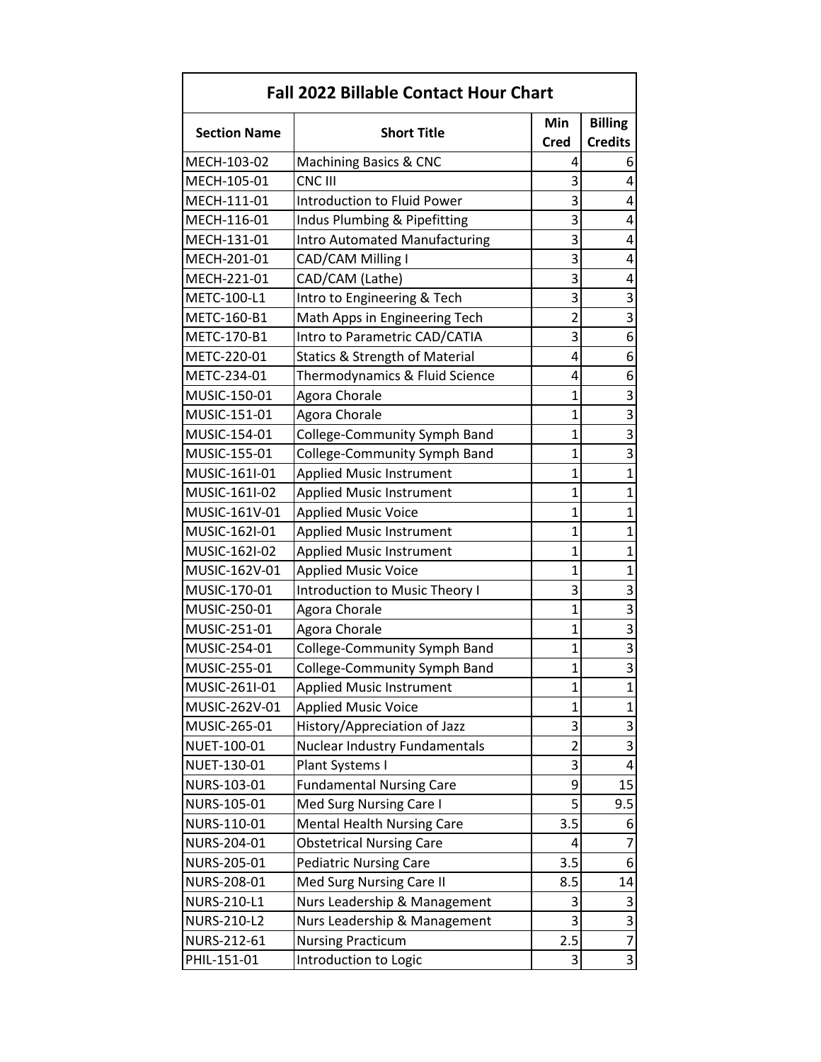| Fall 2022 Billable Contact Hour Chart | | | |
|---|---|---|---|
| **Section Name** | **Short Title** | **Min Cred** | **Billing Credits** |
| MECH-103-02 | Machining Basics & CNC | 4 | 6 |
| MECH-105-01 | CNC III | 3 | 4 |
| MECH-111-01 | Introduction to Fluid Power | 3 | 4 |
| MECH-116-01 | Indus Plumbing & Pipefitting | 3 | 4 |
| MECH-131-01 | Intro Automated Manufacturing | 3 | 4 |
| MECH-201-01 | CAD/CAM Milling I | 3 | 4 |
| MECH-221-01 | CAD/CAM (Lathe) | 3 | 4 |
| METC-100-L1 | Intro to Engineering & Tech | 3 | 3 |
| METC-160-B1 | Math Apps in Engineering Tech | 2 | 3 |
| METC-170-B1 | Intro to Parametric CAD/CATIA | 3 | 6 |
| METC-220-01 | Statics & Strength of Material | 4 | 6 |
| METC-234-01 | Thermodynamics & Fluid Science | 4 | 6 |
| MUSIC-150-01 | Agora Chorale | 1 | 3 |
| MUSIC-151-01 | Agora Chorale | 1 | 3 |
| MUSIC-154-01 | College-Community Symph Band | 1 | 3 |
| MUSIC-155-01 | College-Community Symph Band | 1 | 3 |
| MUSIC-161I-01 | Applied Music Instrument | 1 | 1 |
| MUSIC-161I-02 | Applied Music Instrument | 1 | 1 |
| MUSIC-161V-01 | Applied Music Voice | 1 | 1 |
| MUSIC-162I-01 | Applied Music Instrument | 1 | 1 |
| MUSIC-162I-02 | Applied Music Instrument | 1 | 1 |
| MUSIC-162V-01 | Applied Music Voice | 1 | 1 |
| MUSIC-170-01 | Introduction to Music Theory I | 3 | 3 |
| MUSIC-250-01 | Agora Chorale | 1 | 3 |
| MUSIC-251-01 | Agora Chorale | 1 | 3 |
| MUSIC-254-01 | College-Community Symph Band | 1 | 3 |
| MUSIC-255-01 | College-Community Symph Band | 1 | 3 |
| MUSIC-261I-01 | Applied Music Instrument | 1 | 1 |
| MUSIC-262V-01 | Applied Music Voice | 1 | 1 |
| MUSIC-265-01 | History/Appreciation of Jazz | 3 | 3 |
| NUET-100-01 | Nuclear Industry Fundamentals | 2 | 3 |
| NUET-130-01 | Plant Systems I | 3 | 4 |
| NURS-103-01 | Fundamental Nursing Care | 9 | 15 |
| NURS-105-01 | Med Surg Nursing Care I | 5 | 9.5 |
| NURS-110-01 | Mental Health Nursing Care | 3.5 | 6 |
| NURS-204-01 | Obstetrical Nursing Care | 4 | 7 |
| NURS-205-01 | Pediatric Nursing Care | 3.5 | 6 |
| NURS-208-01 | Med Surg Nursing Care II | 8.5 | 14 |
| NURS-210-L1 | Nurs Leadership & Management | 3 | 3 |
| NURS-210-L2 | Nurs Leadership & Management | 3 | 3 |
| NURS-212-61 | Nursing Practicum | 2.5 | 7 |
| PHIL-151-01 | Introduction to Logic | 3 | 3 |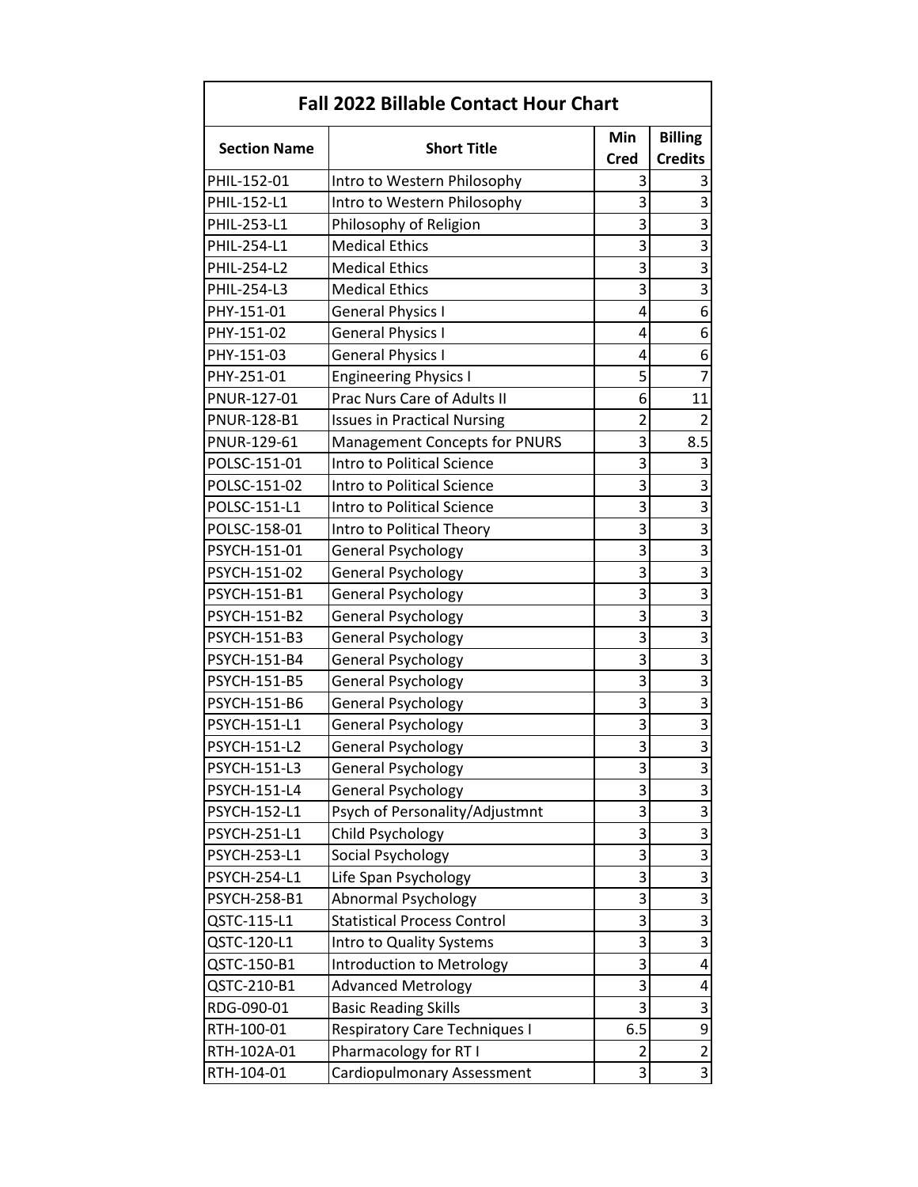| Fall 2022 Billable Contact Hour Chart | | | |
|---|---|---|---|
| **Section Name** | **Short Title** | **Min Cred** | **Billing Credits** |
| PHIL-152-01 | Intro to Western Philosophy | 3 | 3 |
| PHIL-152-L1 | Intro to Western Philosophy | 3 | 3 |
| PHIL-253-L1 | Philosophy of Religion | 3 | 3 |
| PHIL-254-L1 | Medical Ethics | 3 | 3 |
| PHIL-254-L2 | Medical Ethics | 3 | 3 |
| PHIL-254-L3 | Medical Ethics | 3 | 3 |
| PHY-151-01 | General Physics I | 4 | 6 |
| PHY-151-02 | General Physics I | 4 | 6 |
| PHY-151-03 | General Physics I | 4 | 6 |
| PHY-251-01 | Engineering Physics I | 5 | 7 |
| PNUR-127-01 | Prac Nurs Care of Adults II | 6 | 11 |
| PNUR-128-B1 | Issues in Practical Nursing | 2 | 2 |
| PNUR-129-61 | Management Concepts for PNURS | 3 | 8.5 |
| POLSC-151-01 | Intro to Political Science | 3 | 3 |
| POLSC-151-02 | Intro to Political Science | 3 | 3 |
| POLSC-151-L1 | Intro to Political Science | 3 | 3 |
| POLSC-158-01 | Intro to Political Theory | 3 | 3 |
| PSYCH-151-01 | General Psychology | 3 | 3 |
| PSYCH-151-02 | General Psychology | 3 | 3 |
| PSYCH-151-B1 | General Psychology | 3 | 3 |
| PSYCH-151-B2 | General Psychology | 3 | 3 |
| PSYCH-151-B3 | General Psychology | 3 | 3 |
| PSYCH-151-B4 | General Psychology | 3 | 3 |
| PSYCH-151-B5 | General Psychology | 3 | 3 |
| PSYCH-151-B6 | General Psychology | 3 | 3 |
| PSYCH-151-L1 | General Psychology | 3 | 3 |
| PSYCH-151-L2 | General Psychology | 3 | 3 |
| PSYCH-151-L3 | General Psychology | 3 | 3 |
| PSYCH-151-L4 | General Psychology | 3 | 3 |
| PSYCH-152-L1 | Psych of Personality/Adjustmnt | 3 | 3 |
| PSYCH-251-L1 | Child Psychology | 3 | 3 |
| PSYCH-253-L1 | Social Psychology | 3 | 3 |
| PSYCH-254-L1 | Life Span Psychology | 3 | 3 |
| PSYCH-258-B1 | Abnormal Psychology | 3 | 3 |
| QSTC-115-L1 | Statistical Process Control | 3 | 3 |
| QSTC-120-L1 | Intro to Quality Systems | 3 | 3 |
| QSTC-150-B1 | Introduction to Metrology | 3 | 4 |
| QSTC-210-B1 | Advanced Metrology | 3 | 4 |
| RDG-090-01 | Basic Reading Skills | 3 | 3 |
| RTH-100-01 | Respiratory Care Techniques I | 6.5 | 9 |
| RTH-102A-01 | Pharmacology for RT I | 2 | 2 |
| RTH-104-01 | Cardiopulmonary Assessment | 3 | 3 |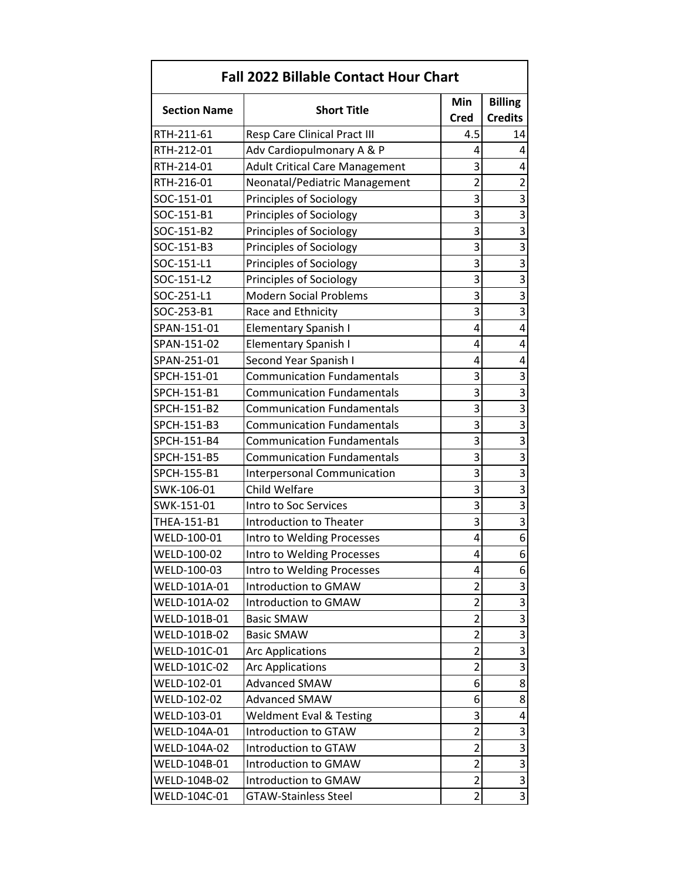| Fall 2022 Billable Contact Hour Chart | | | |
|---|---|---|---|
| Section Name | Short Title | Min Cred | Billing Credits |
| RTH-211-61 | Resp Care Clinical Pract III | 4.5 | 14 |
| RTH-212-01 | Adv Cardiopulmonary A & P | 4 | 4 |
| RTH-214-01 | Adult Critical Care Management | 3 | 4 |
| RTH-216-01 | Neonatal/Pediatric Management | 2 | 2 |
| SOC-151-01 | Principles of Sociology | 3 | 3 |
| SOC-151-B1 | Principles of Sociology | 3 | 3 |
| SOC-151-B2 | Principles of Sociology | 3 | 3 |
| SOC-151-B3 | Principles of Sociology | 3 | 3 |
| SOC-151-L1 | Principles of Sociology | 3 | 3 |
| SOC-151-L2 | Principles of Sociology | 3 | 3 |
| SOC-251-L1 | Modern Social Problems | 3 | 3 |
| SOC-253-B1 | Race and Ethnicity | 3 | 3 |
| SPAN-151-01 | Elementary Spanish I | 4 | 4 |
| SPAN-151-02 | Elementary Spanish I | 4 | 4 |
| SPAN-251-01 | Second Year Spanish I | 4 | 4 |
| SPCH-151-01 | Communication Fundamentals | 3 | 3 |
| SPCH-151-B1 | Communication Fundamentals | 3 | 3 |
| SPCH-151-B2 | Communication Fundamentals | 3 | 3 |
| SPCH-151-B3 | Communication Fundamentals | 3 | 3 |
| SPCH-151-B4 | Communication Fundamentals | 3 | 3 |
| SPCH-151-B5 | Communication Fundamentals | 3 | 3 |
| SPCH-155-B1 | Interpersonal Communication | 3 | 3 |
| SWK-106-01 | Child Welfare | 3 | 3 |
| SWK-151-01 | Intro to Soc Services | 3 | 3 |
| THEA-151-B1 | Introduction to Theater | 3 | 3 |
| WELD-100-01 | Intro to Welding Processes | 4 | 6 |
| WELD-100-02 | Intro to Welding Processes | 4 | 6 |
| WELD-100-03 | Intro to Welding Processes | 4 | 6 |
| WELD-101A-01 | Introduction to GMAW | 2 | 3 |
| WELD-101A-02 | Introduction to GMAW | 2 | 3 |
| WELD-101B-01 | Basic SMAW | 2 | 3 |
| WELD-101B-02 | Basic SMAW | 2 | 3 |
| WELD-101C-01 | Arc Applications | 2 | 3 |
| WELD-101C-02 | Arc Applications | 2 | 3 |
| WELD-102-01 | Advanced SMAW | 6 | 8 |
| WELD-102-02 | Advanced SMAW | 6 | 8 |
| WELD-103-01 | Weldment Eval & Testing | 3 | 4 |
| WELD-104A-01 | Introduction to GTAW | 2 | 3 |
| WELD-104A-02 | Introduction to GTAW | 2 | 3 |
| WELD-104B-01 | Introduction to GMAW | 2 | 3 |
| WELD-104B-02 | Introduction to GMAW | 2 | 3 |
| WELD-104C-01 | GTAW-Stainless Steel | 2 | 3 |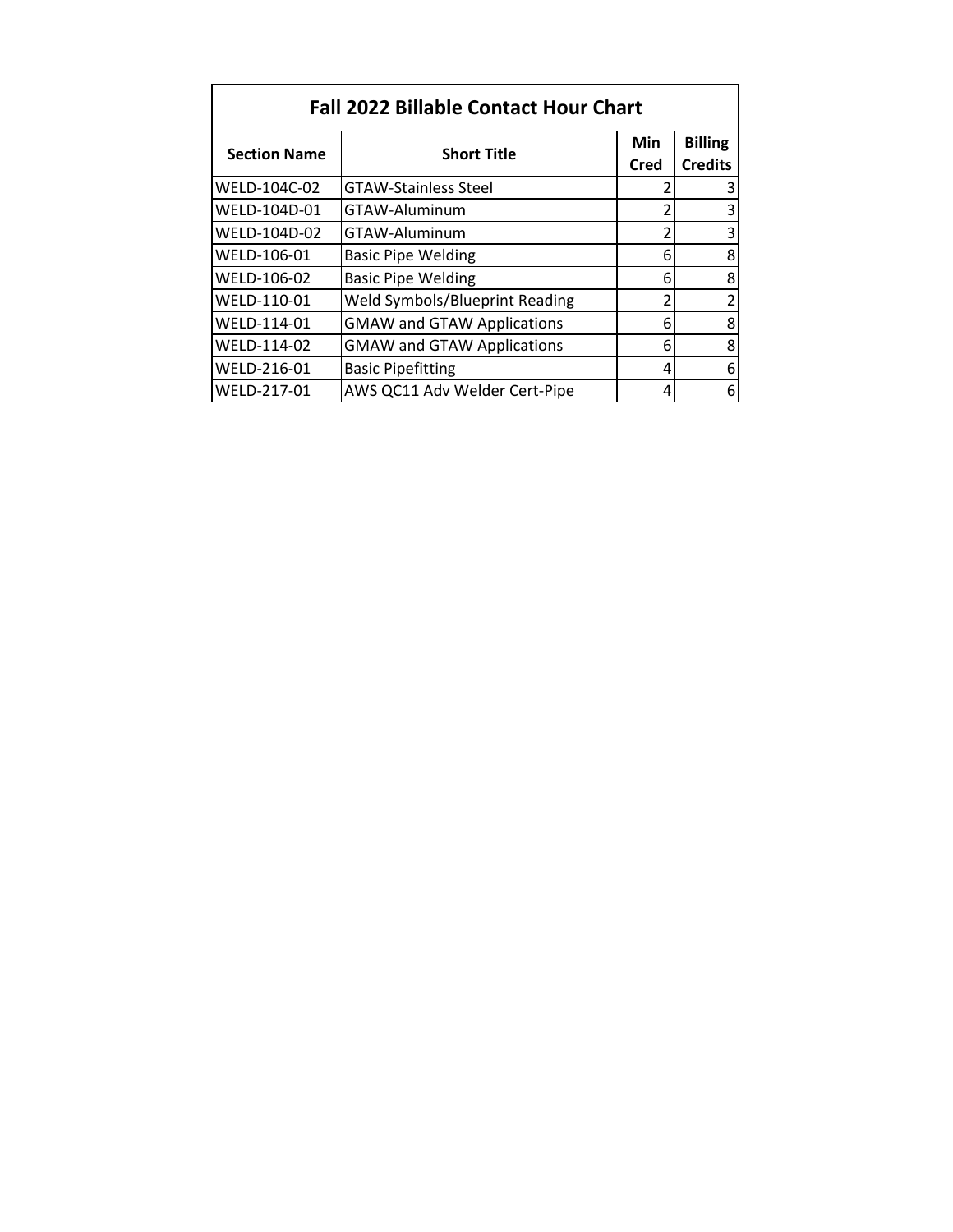| Fall 2022 Billable Contact Hour Chart | | | |
|---|---|---|---|
| Section Name | Short Title | Min Cred | Billing Credits |
| WELD-104C-02 | GTAW-Stainless Steel | 2 | 3 |
| WELD-104D-01 | GTAW-Aluminum | 2 | 3 |
| WELD-104D-02 | GTAW-Aluminum | 2 | 3 |
| WELD-106-01 | Basic Pipe Welding | 6 | 8 |
| WELD-106-02 | Basic Pipe Welding | 6 | 8 |
| WELD-110-01 | Weld Symbols/Blueprint Reading | 2 | 2 |
| WELD-114-01 | GMAW and GTAW Applications | 6 | 8 |
| WELD-114-02 | GMAW and GTAW Applications | 6 | 8 |
| WELD-216-01 | Basic Pipefitting | 4 | 6 |
| WELD-217-01 | AWS QC11 Adv Welder Cert-Pipe | 4 | 6 |